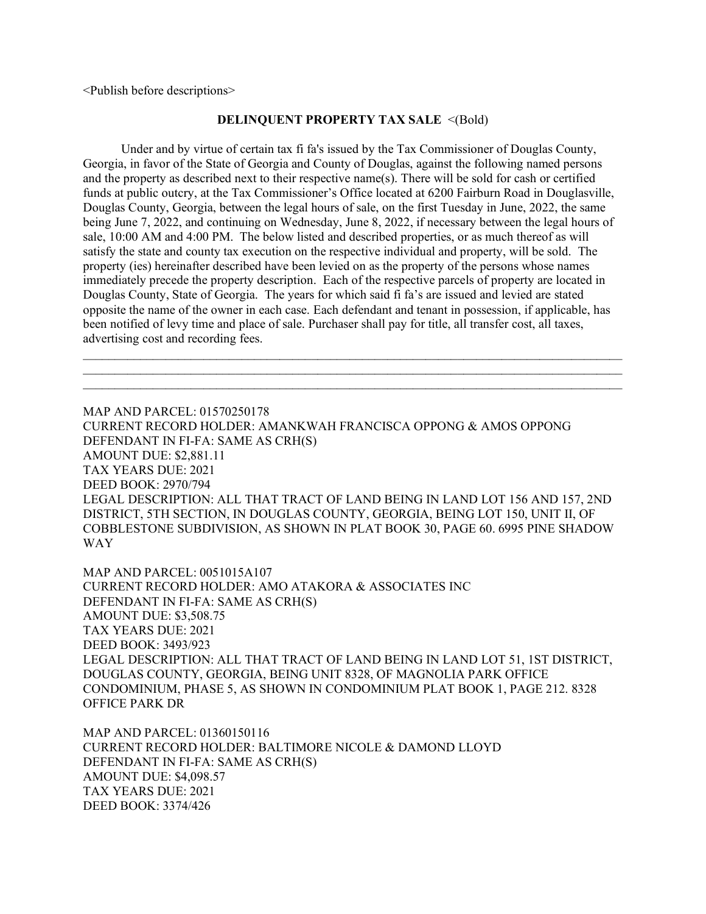<Publish before descriptions>

**DELINQUENT PROPERTY TAX SALE** <(Bold)

Under and by virtue of certain tax fi fa's issued by the Tax Commissioner of Douglas County, Georgia, in favor of the State of Georgia and County of Douglas, against the following named persons and the property as described next to their respective name(s). There will be sold for cash or certified funds at public outcry, at the Tax Commissioner's Office located at 6200 Fairburn Road in Douglasville, Douglas County, Georgia, between the legal hours of sale, on the first Tuesday in June, 2022, the same being June 7, 2022, and continuing on Wednesday, June 8, 2022, if necessary between the legal hours of sale, 10:00 AM and 4:00 PM. The below listed and described properties, or as much thereof as will satisfy the state and county tax execution on the respective individual and property, will be sold. The property (ies) hereinafter described have been levied on as the property of the persons whose names immediately precede the property description. Each of the respective parcels of property are located in Douglas County, State of Georgia. The years for which said fi fa's are issued and levied are stated opposite the name of the owner in each case. Each defendant and tenant in possession, if applicable, has been notified of levy time and place of sale. Purchaser shall pay for title, all transfer cost, all taxes, advertising cost and recording fees.

---

MAP AND PARCEL: 01570250178
CURRENT RECORD HOLDER: AMANKWAH FRANCISCA OPPONG & AMOS OPPONG
DEFENDANT IN FI-FA: SAME AS CRH(S)
AMOUNT DUE: $2,881.11
TAX YEARS DUE: 2021
DEED BOOK: 2970/794
LEGAL DESCRIPTION: ALL THAT TRACT OF LAND BEING IN LAND LOT 156 AND 157, 2ND DISTRICT, 5TH SECTION, IN DOUGLAS COUNTY, GEORGIA, BEING LOT 150, UNIT II, OF COBBLESTONE SUBDIVISION, AS SHOWN IN PLAT BOOK 30, PAGE 60. 6995 PINE SHADOW WAY

MAP AND PARCEL: 0051015A107
CURRENT RECORD HOLDER: AMO ATAKORA & ASSOCIATES INC
DEFENDANT IN FI-FA: SAME AS CRH(S)
AMOUNT DUE: $3,508.75
TAX YEARS DUE: 2021
DEED BOOK: 3493/923
LEGAL DESCRIPTION: ALL THAT TRACT OF LAND BEING IN LAND LOT 51, 1ST DISTRICT, DOUGLAS COUNTY, GEORGIA, BEING UNIT 8328, OF MAGNOLIA PARK OFFICE CONDOMINIUM, PHASE 5, AS SHOWN IN CONDOMINIUM PLAT BOOK 1, PAGE 212. 8328 OFFICE PARK DR

MAP AND PARCEL: 01360150116
CURRENT RECORD HOLDER: BALTIMORE NICOLE & DAMOND LLOYD
DEFENDANT IN FI-FA: SAME AS CRH(S)
AMOUNT DUE: $4,098.57
TAX YEARS DUE: 2021
DEED BOOK: 3374/426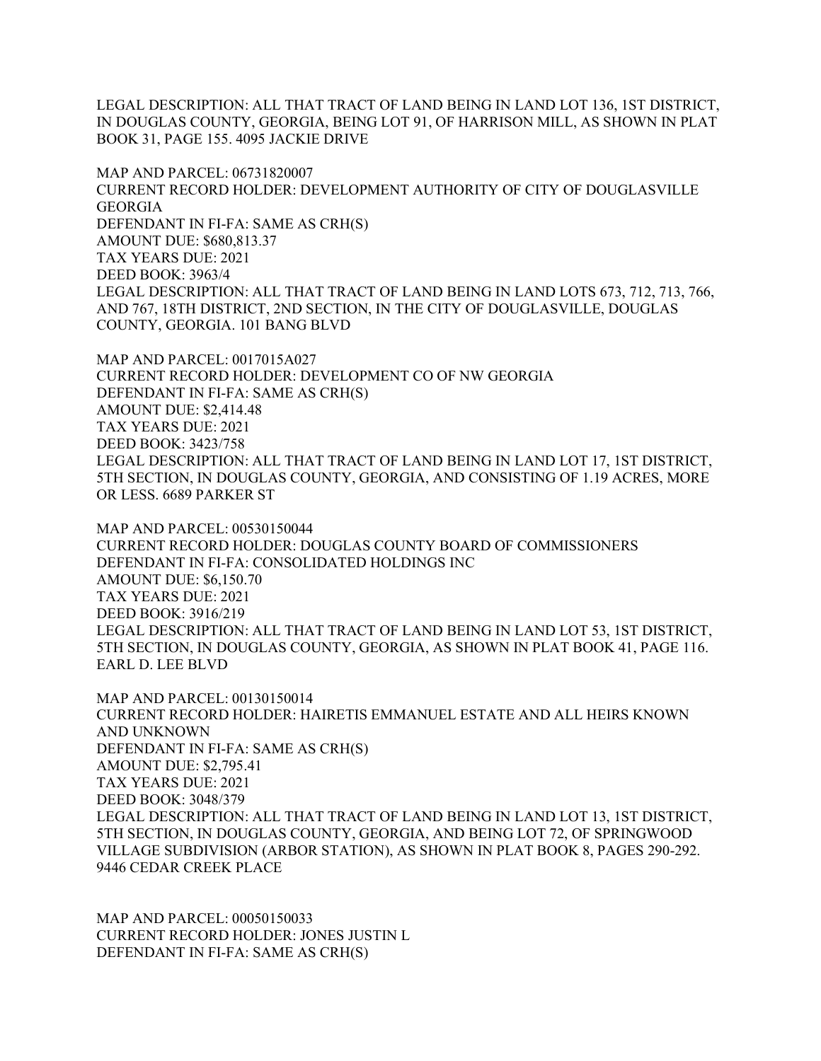LEGAL DESCRIPTION: ALL THAT TRACT OF LAND BEING IN LAND LOT 136, 1ST DISTRICT, IN DOUGLAS COUNTY, GEORGIA, BEING LOT 91, OF HARRISON MILL, AS SHOWN IN PLAT BOOK 31, PAGE 155. 4095 JACKIE DRIVE

MAP AND PARCEL: 06731820007
CURRENT RECORD HOLDER: DEVELOPMENT AUTHORITY OF CITY OF DOUGLASVILLE GEORGIA
DEFENDANT IN FI-FA: SAME AS CRH(S)
AMOUNT DUE: $680,813.37
TAX YEARS DUE: 2021
DEED BOOK: 3963/4
LEGAL DESCRIPTION: ALL THAT TRACT OF LAND BEING IN LAND LOTS 673, 712, 713, 766, AND 767, 18TH DISTRICT, 2ND SECTION, IN THE CITY OF DOUGLASVILLE, DOUGLAS COUNTY, GEORGIA. 101 BANG BLVD

MAP AND PARCEL: 0017015A027
CURRENT RECORD HOLDER: DEVELOPMENT CO OF NW GEORGIA
DEFENDANT IN FI-FA: SAME AS CRH(S)
AMOUNT DUE: $2,414.48
TAX YEARS DUE: 2021
DEED BOOK: 3423/758
LEGAL DESCRIPTION: ALL THAT TRACT OF LAND BEING IN LAND LOT 17, 1ST DISTRICT, 5TH SECTION, IN DOUGLAS COUNTY, GEORGIA, AND CONSISTING OF 1.19 ACRES, MORE OR LESS. 6689 PARKER ST

MAP AND PARCEL: 00530150044
CURRENT RECORD HOLDER: DOUGLAS COUNTY BOARD OF COMMISSIONERS
DEFENDANT IN FI-FA: CONSOLIDATED HOLDINGS INC
AMOUNT DUE: $6,150.70
TAX YEARS DUE: 2021
DEED BOOK: 3916/219
LEGAL DESCRIPTION: ALL THAT TRACT OF LAND BEING IN LAND LOT 53, 1ST DISTRICT, 5TH SECTION, IN DOUGLAS COUNTY, GEORGIA, AS SHOWN IN PLAT BOOK 41, PAGE 116. EARL D. LEE BLVD

MAP AND PARCEL: 00130150014
CURRENT RECORD HOLDER: HAIRETIS EMMANUEL ESTATE AND ALL HEIRS KNOWN AND UNKNOWN
DEFENDANT IN FI-FA: SAME AS CRH(S)
AMOUNT DUE: $2,795.41
TAX YEARS DUE: 2021
DEED BOOK: 3048/379
LEGAL DESCRIPTION: ALL THAT TRACT OF LAND BEING IN LAND LOT 13, 1ST DISTRICT, 5TH SECTION, IN DOUGLAS COUNTY, GEORGIA, AND BEING LOT 72, OF SPRINGWOOD VILLAGE SUBDIVISION (ARBOR STATION), AS SHOWN IN PLAT BOOK 8, PAGES 290-292. 9446 CEDAR CREEK PLACE

MAP AND PARCEL: 00050150033
CURRENT RECORD HOLDER: JONES JUSTIN L
DEFENDANT IN FI-FA: SAME AS CRH(S)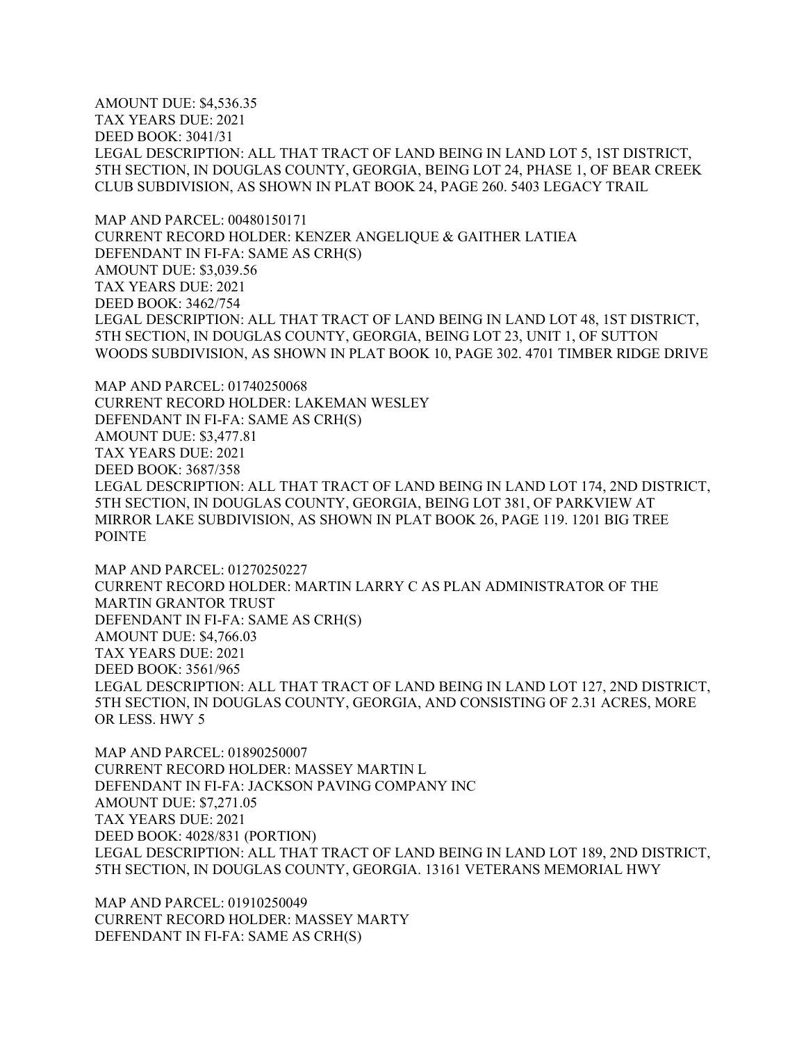AMOUNT DUE: $4,536.35
TAX YEARS DUE: 2021
DEED BOOK: 3041/31
LEGAL DESCRIPTION: ALL THAT TRACT OF LAND BEING IN LAND LOT 5, 1ST DISTRICT, 5TH SECTION, IN DOUGLAS COUNTY, GEORGIA, BEING LOT 24, PHASE 1, OF BEAR CREEK CLUB SUBDIVISION, AS SHOWN IN PLAT BOOK 24, PAGE 260. 5403 LEGACY TRAIL

MAP AND PARCEL: 00480150171
CURRENT RECORD HOLDER: KENZER ANGELIQUE & GAITHER LATIEA
DEFENDANT IN FI-FA: SAME AS CRH(S)
AMOUNT DUE: $3,039.56
TAX YEARS DUE: 2021
DEED BOOK: 3462/754
LEGAL DESCRIPTION: ALL THAT TRACT OF LAND BEING IN LAND LOT 48, 1ST DISTRICT, 5TH SECTION, IN DOUGLAS COUNTY, GEORGIA, BEING LOT 23, UNIT 1, OF SUTTON WOODS SUBDIVISION, AS SHOWN IN PLAT BOOK 10, PAGE 302. 4701 TIMBER RIDGE DRIVE

MAP AND PARCEL: 01740250068
CURRENT RECORD HOLDER: LAKEMAN WESLEY
DEFENDANT IN FI-FA: SAME AS CRH(S)
AMOUNT DUE: $3,477.81
TAX YEARS DUE: 2021
DEED BOOK: 3687/358
LEGAL DESCRIPTION: ALL THAT TRACT OF LAND BEING IN LAND LOT 174, 2ND DISTRICT, 5TH SECTION, IN DOUGLAS COUNTY, GEORGIA, BEING LOT 381, OF PARKVIEW AT MIRROR LAKE SUBDIVISION, AS SHOWN IN PLAT BOOK 26, PAGE 119. 1201 BIG TREE POINTE

MAP AND PARCEL: 01270250227
CURRENT RECORD HOLDER: MARTIN LARRY C AS PLAN ADMINISTRATOR OF THE MARTIN GRANTOR TRUST
DEFENDANT IN FI-FA: SAME AS CRH(S)
AMOUNT DUE: $4,766.03
TAX YEARS DUE: 2021
DEED BOOK: 3561/965
LEGAL DESCRIPTION: ALL THAT TRACT OF LAND BEING IN LAND LOT 127, 2ND DISTRICT, 5TH SECTION, IN DOUGLAS COUNTY, GEORGIA, AND CONSISTING OF 2.31 ACRES, MORE OR LESS. HWY 5

MAP AND PARCEL: 01890250007
CURRENT RECORD HOLDER: MASSEY MARTIN L
DEFENDANT IN FI-FA: JACKSON PAVING COMPANY INC
AMOUNT DUE: $7,271.05
TAX YEARS DUE: 2021
DEED BOOK: 4028/831 (PORTION)
LEGAL DESCRIPTION: ALL THAT TRACT OF LAND BEING IN LAND LOT 189, 2ND DISTRICT, 5TH SECTION, IN DOUGLAS COUNTY, GEORGIA. 13161 VETERANS MEMORIAL HWY

MAP AND PARCEL: 01910250049
CURRENT RECORD HOLDER: MASSEY MARTY
DEFENDANT IN FI-FA: SAME AS CRH(S)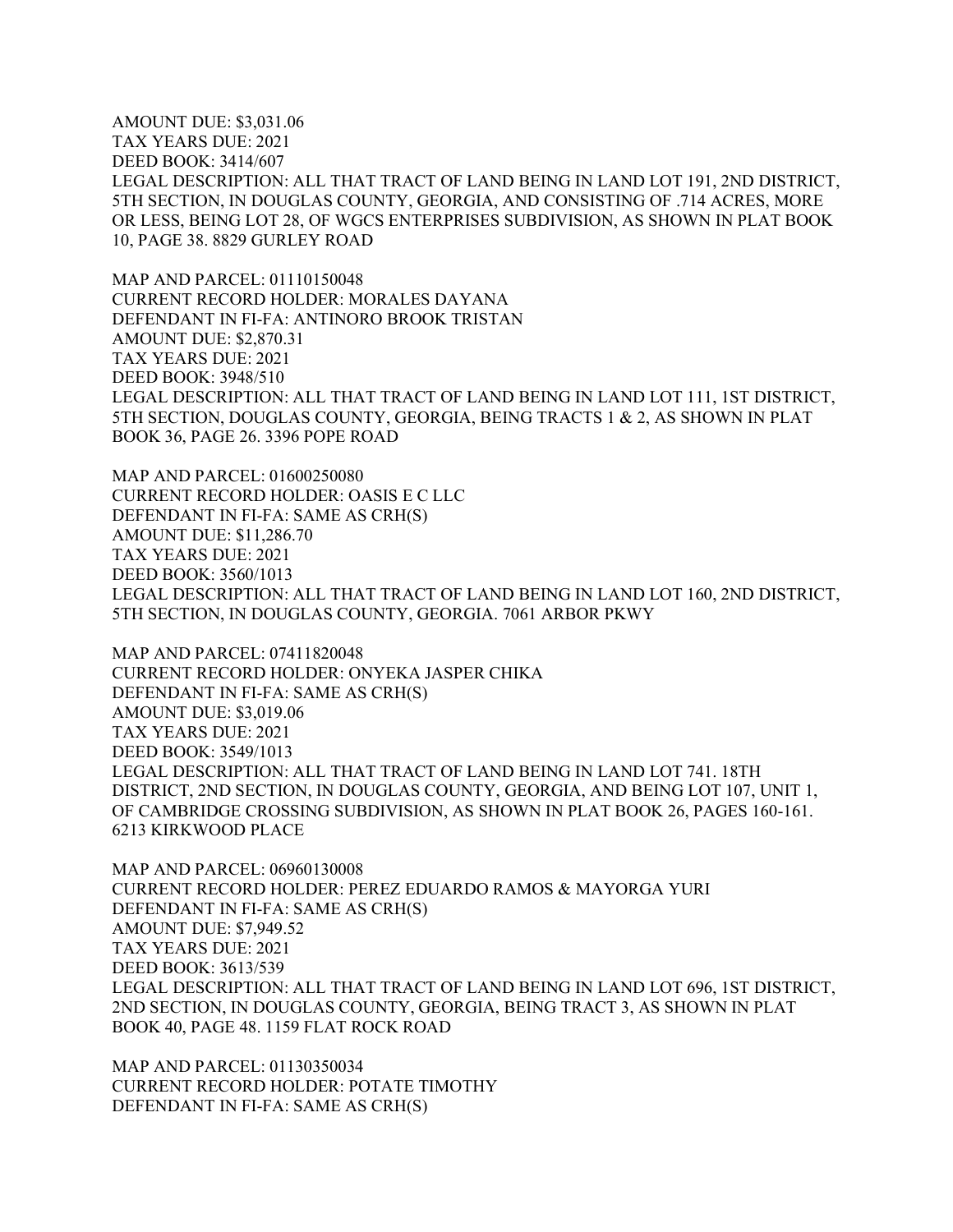AMOUNT DUE: $3,031.06
TAX YEARS DUE: 2021
DEED BOOK: 3414/607
LEGAL DESCRIPTION: ALL THAT TRACT OF LAND BEING IN LAND LOT 191, 2ND DISTRICT, 5TH SECTION, IN DOUGLAS COUNTY, GEORGIA, AND CONSISTING OF .714 ACRES, MORE OR LESS, BEING LOT 28, OF WGCS ENTERPRISES SUBDIVISION, AS SHOWN IN PLAT BOOK 10, PAGE 38. 8829 GURLEY ROAD

MAP AND PARCEL: 01110150048
CURRENT RECORD HOLDER: MORALES DAYANA
DEFENDANT IN FI-FA: ANTINORO BROOK TRISTAN
AMOUNT DUE: $2,870.31
TAX YEARS DUE: 2021
DEED BOOK: 3948/510
LEGAL DESCRIPTION: ALL THAT TRACT OF LAND BEING IN LAND LOT 111, 1ST DISTRICT, 5TH SECTION, DOUGLAS COUNTY, GEORGIA, BEING TRACTS 1 & 2, AS SHOWN IN PLAT BOOK 36, PAGE 26. 3396 POPE ROAD

MAP AND PARCEL: 01600250080
CURRENT RECORD HOLDER: OASIS E C LLC
DEFENDANT IN FI-FA: SAME AS CRH(S)
AMOUNT DUE: $11,286.70
TAX YEARS DUE: 2021
DEED BOOK: 3560/1013
LEGAL DESCRIPTION: ALL THAT TRACT OF LAND BEING IN LAND LOT 160, 2ND DISTRICT, 5TH SECTION, IN DOUGLAS COUNTY, GEORGIA. 7061 ARBOR PKWY

MAP AND PARCEL: 07411820048
CURRENT RECORD HOLDER: ONYEKA JASPER CHIKA
DEFENDANT IN FI-FA: SAME AS CRH(S)
AMOUNT DUE: $3,019.06
TAX YEARS DUE: 2021
DEED BOOK: 3549/1013
LEGAL DESCRIPTION: ALL THAT TRACT OF LAND BEING IN LAND LOT 741. 18TH DISTRICT, 2ND SECTION, IN DOUGLAS COUNTY, GEORGIA, AND BEING LOT 107, UNIT 1, OF CAMBRIDGE CROSSING SUBDIVISION, AS SHOWN IN PLAT BOOK 26, PAGES 160-161. 6213 KIRKWOOD PLACE

MAP AND PARCEL: 06960130008
CURRENT RECORD HOLDER: PEREZ EDUARDO RAMOS & MAYORGA YURI
DEFENDANT IN FI-FA: SAME AS CRH(S)
AMOUNT DUE: $7,949.52
TAX YEARS DUE: 2021
DEED BOOK: 3613/539
LEGAL DESCRIPTION: ALL THAT TRACT OF LAND BEING IN LAND LOT 696, 1ST DISTRICT, 2ND SECTION, IN DOUGLAS COUNTY, GEORGIA, BEING TRACT 3, AS SHOWN IN PLAT BOOK 40, PAGE 48. 1159 FLAT ROCK ROAD

MAP AND PARCEL: 01130350034
CURRENT RECORD HOLDER: POTATE TIMOTHY
DEFENDANT IN FI-FA: SAME AS CRH(S)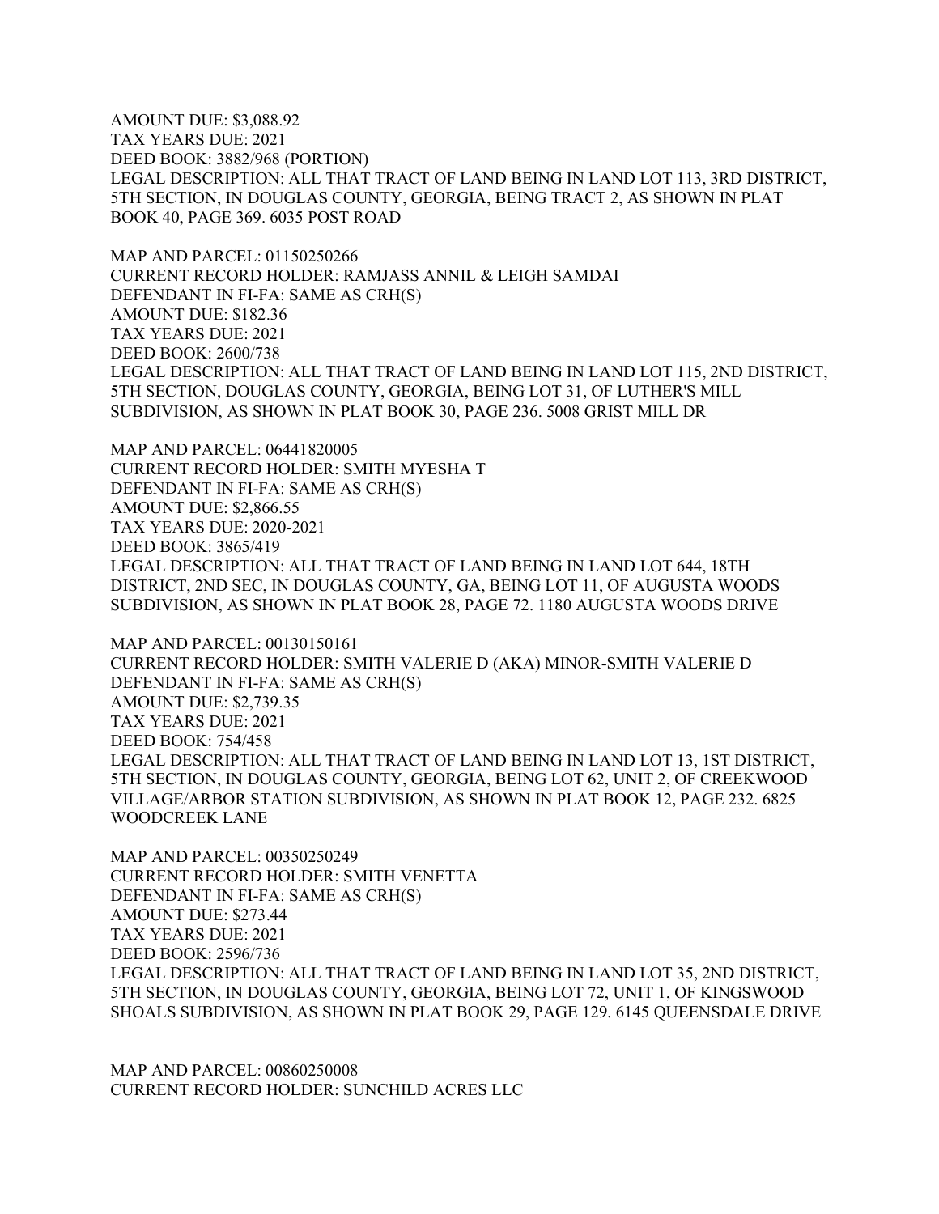AMOUNT DUE: $3,088.92
TAX YEARS DUE: 2021
DEED BOOK: 3882/968 (PORTION)
LEGAL DESCRIPTION: ALL THAT TRACT OF LAND BEING IN LAND LOT 113, 3RD DISTRICT, 5TH SECTION, IN DOUGLAS COUNTY, GEORGIA, BEING TRACT 2, AS SHOWN IN PLAT BOOK 40, PAGE 369. 6035 POST ROAD

MAP AND PARCEL: 01150250266
CURRENT RECORD HOLDER: RAMJASS ANNIL & LEIGH SAMDAI
DEFENDANT IN FI-FA: SAME AS CRH(S)
AMOUNT DUE: $182.36
TAX YEARS DUE: 2021
DEED BOOK: 2600/738
LEGAL DESCRIPTION: ALL THAT TRACT OF LAND BEING IN LAND LOT 115, 2ND DISTRICT, 5TH SECTION, DOUGLAS COUNTY, GEORGIA, BEING LOT 31, OF LUTHER'S MILL SUBDIVISION, AS SHOWN IN PLAT BOOK 30, PAGE 236. 5008 GRIST MILL DR

MAP AND PARCEL: 06441820005
CURRENT RECORD HOLDER: SMITH MYESHA T
DEFENDANT IN FI-FA: SAME AS CRH(S)
AMOUNT DUE: $2,866.55
TAX YEARS DUE: 2020-2021
DEED BOOK: 3865/419
LEGAL DESCRIPTION: ALL THAT TRACT OF LAND BEING IN LAND LOT 644, 18TH DISTRICT, 2ND SEC, IN DOUGLAS COUNTY, GA, BEING LOT 11, OF AUGUSTA WOODS SUBDIVISION, AS SHOWN IN PLAT BOOK 28, PAGE 72. 1180 AUGUSTA WOODS DRIVE

MAP AND PARCEL: 00130150161
CURRENT RECORD HOLDER: SMITH VALERIE D (AKA) MINOR-SMITH VALERIE D
DEFENDANT IN FI-FA: SAME AS CRH(S)
AMOUNT DUE: $2,739.35
TAX YEARS DUE: 2021
DEED BOOK: 754/458
LEGAL DESCRIPTION: ALL THAT TRACT OF LAND BEING IN LAND LOT 13, 1ST DISTRICT, 5TH SECTION, IN DOUGLAS COUNTY, GEORGIA, BEING LOT 62, UNIT 2, OF CREEKWOOD VILLAGE/ARBOR STATION SUBDIVISION, AS SHOWN IN PLAT BOOK 12, PAGE 232. 6825 WOODCREEK LANE

MAP AND PARCEL: 00350250249
CURRENT RECORD HOLDER: SMITH VENETTA
DEFENDANT IN FI-FA: SAME AS CRH(S)
AMOUNT DUE: $273.44
TAX YEARS DUE: 2021
DEED BOOK: 2596/736
LEGAL DESCRIPTION: ALL THAT TRACT OF LAND BEING IN LAND LOT 35, 2ND DISTRICT, 5TH SECTION, IN DOUGLAS COUNTY, GEORGIA, BEING LOT 72, UNIT 1, OF KINGSWOOD SHOALS SUBDIVISION, AS SHOWN IN PLAT BOOK 29, PAGE 129. 6145 QUEENSDALE DRIVE

MAP AND PARCEL: 00860250008
CURRENT RECORD HOLDER: SUNCHILD ACRES LLC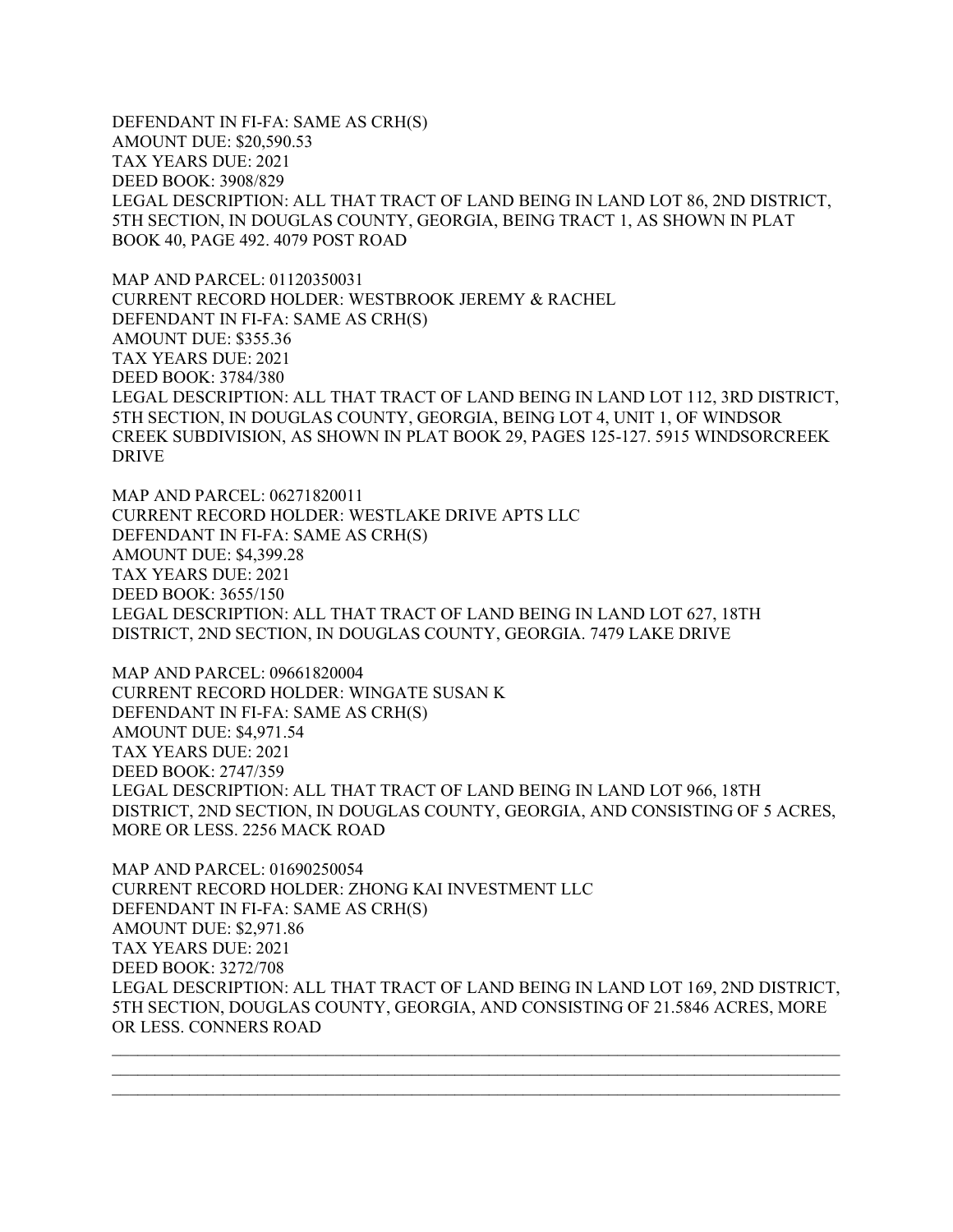DEFENDANT IN FI-FA: SAME AS CRH(S)
AMOUNT DUE: $20,590.53
TAX YEARS DUE: 2021
DEED BOOK: 3908/829
LEGAL DESCRIPTION: ALL THAT TRACT OF LAND BEING IN LAND LOT 86, 2ND DISTRICT, 5TH SECTION, IN DOUGLAS COUNTY, GEORGIA, BEING TRACT 1, AS SHOWN IN PLAT BOOK 40, PAGE 492. 4079 POST ROAD

MAP AND PARCEL: 01120350031
CURRENT RECORD HOLDER: WESTBROOK JEREMY & RACHEL
DEFENDANT IN FI-FA: SAME AS CRH(S)
AMOUNT DUE: $355.36
TAX YEARS DUE: 2021
DEED BOOK: 3784/380
LEGAL DESCRIPTION: ALL THAT TRACT OF LAND BEING IN LAND LOT 112, 3RD DISTRICT, 5TH SECTION, IN DOUGLAS COUNTY, GEORGIA, BEING LOT 4, UNIT 1, OF WINDSOR CREEK SUBDIVISION, AS SHOWN IN PLAT BOOK 29, PAGES 125-127. 5915 WINDSORCREEK DRIVE

MAP AND PARCEL: 06271820011
CURRENT RECORD HOLDER: WESTLAKE DRIVE APTS LLC
DEFENDANT IN FI-FA: SAME AS CRH(S)
AMOUNT DUE: $4,399.28
TAX YEARS DUE: 2021
DEED BOOK: 3655/150
LEGAL DESCRIPTION: ALL THAT TRACT OF LAND BEING IN LAND LOT 627, 18TH DISTRICT, 2ND SECTION, IN DOUGLAS COUNTY, GEORGIA. 7479 LAKE DRIVE

MAP AND PARCEL: 09661820004
CURRENT RECORD HOLDER: WINGATE SUSAN K
DEFENDANT IN FI-FA: SAME AS CRH(S)
AMOUNT DUE: $4,971.54
TAX YEARS DUE: 2021
DEED BOOK: 2747/359
LEGAL DESCRIPTION: ALL THAT TRACT OF LAND BEING IN LAND LOT 966, 18TH DISTRICT, 2ND SECTION, IN DOUGLAS COUNTY, GEORGIA, AND CONSISTING OF 5 ACRES, MORE OR LESS. 2256 MACK ROAD

MAP AND PARCEL: 01690250054
CURRENT RECORD HOLDER: ZHONG KAI INVESTMENT LLC
DEFENDANT IN FI-FA: SAME AS CRH(S)
AMOUNT DUE: $2,971.86
TAX YEARS DUE: 2021
DEED BOOK: 3272/708
LEGAL DESCRIPTION: ALL THAT TRACT OF LAND BEING IN LAND LOT 169, 2ND DISTRICT, 5TH SECTION, DOUGLAS COUNTY, GEORGIA, AND CONSISTING OF 21.5846 ACRES, MORE OR LESS. CONNERS ROAD

---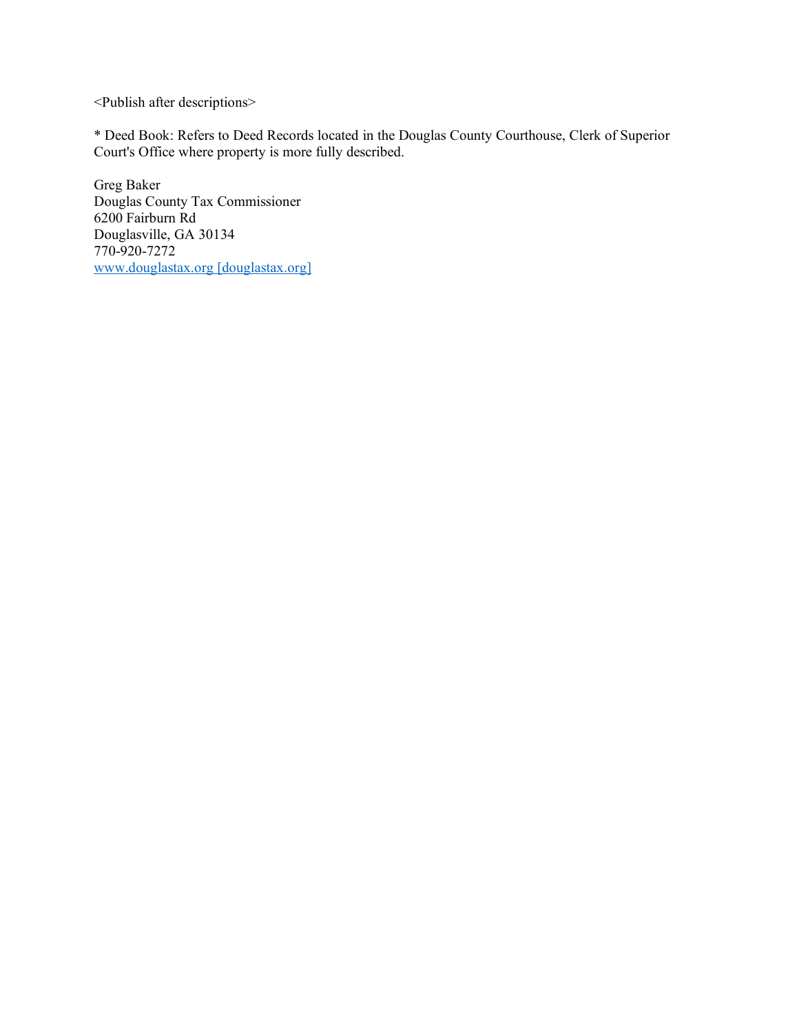<Publish after descriptions>

* Deed Book: Refers to Deed Records located in the Douglas County Courthouse, Clerk of Superior Court's Office where property is more fully described.

Greg Baker
Douglas County Tax Commissioner
6200 Fairburn Rd
Douglasville, GA 30134
770-920-7272
www.douglastax.org [douglastax.org]